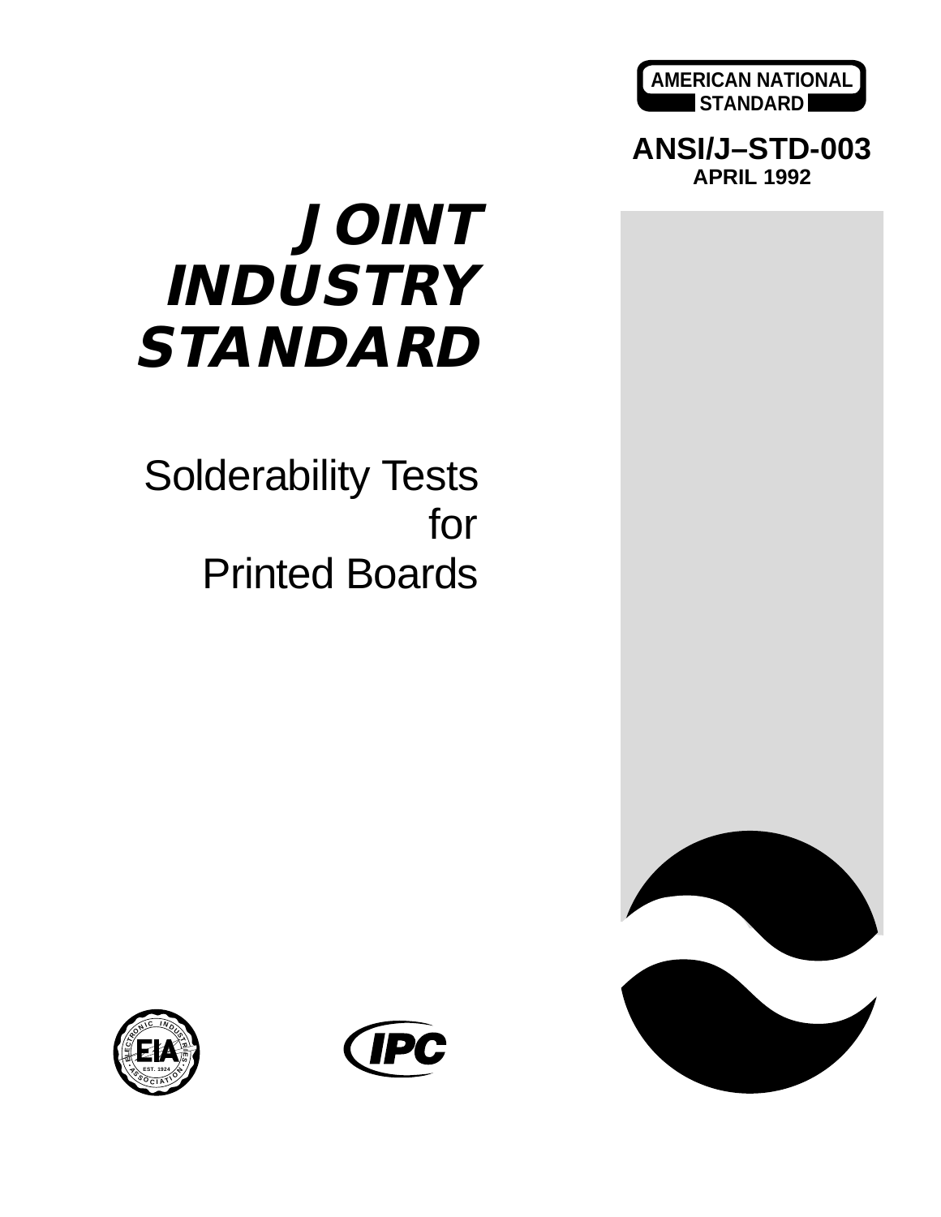AMERICAN NATIONAL STANDARD

**ANSI/J–STD-003**
**APRIL 1992**

# JOINT INDUSTRY STANDARD

## Solderability Tests for Printed Boards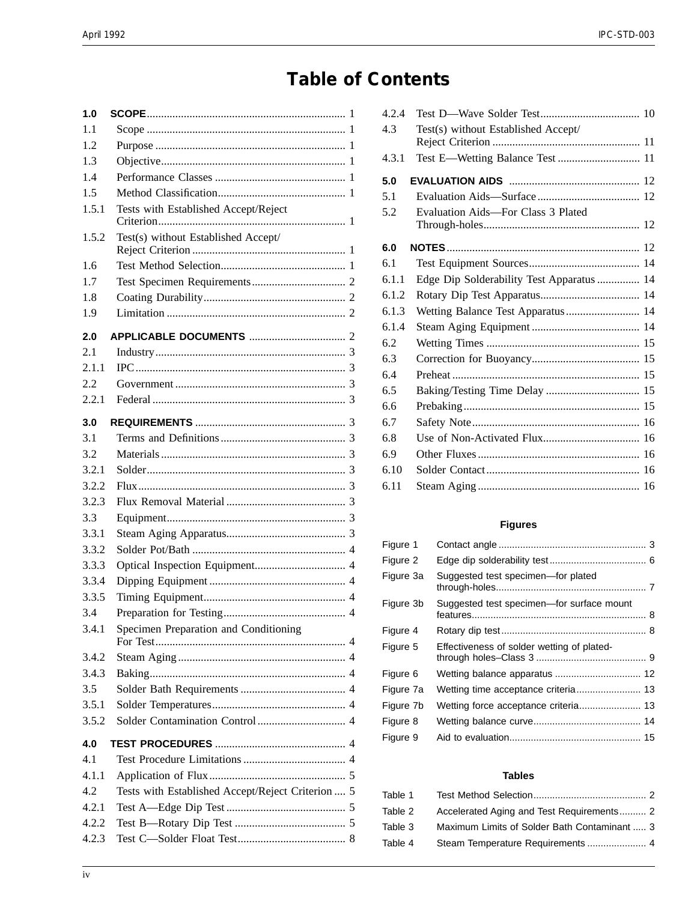# Table of Contents

**1.0 SCOPE** ..... 1
1.1 Scope ..... 1
1.2 Purpose ..... 1
1.3 Objective ..... 1
1.4 Performance Classes ..... 1
1.5 Method Classification ..... 1
1.5.1 Tests with Established Accept/Reject Criterion ..... 1
1.5.2 Test(s) without Established Accept/ Reject Criterion ..... 1
1.6 Test Method Selection ..... 1
1.7 Test Specimen Requirements ..... 2
1.8 Coating Durability ..... 2
1.9 Limitation ..... 2

**2.0 APPLICABLE DOCUMENTS** ..... 2
2.1 Industry ..... 3
2.1.1 IPC ..... 3
2.2 Government ..... 3
2.2.1 Federal ..... 3

**3.0 REQUIREMENTS** ..... 3
3.1 Terms and Definitions ..... 3
3.2 Materials ..... 3
3.2.1 Solder ..... 3
3.2.2 Flux ..... 3
3.2.3 Flux Removal Material ..... 3
3.3 Equipment ..... 3
3.3.1 Steam Aging Apparatus ..... 3
3.3.2 Solder Pot/Bath ..... 4
3.3.3 Optical Inspection Equipment ..... 4
3.3.4 Dipping Equipment ..... 4
3.3.5 Timing Equipment ..... 4
3.4 Preparation for Testing ..... 4
3.4.1 Specimen Preparation and Conditioning For Test ..... 4
3.4.2 Steam Aging ..... 4
3.4.3 Baking ..... 4
3.5 Solder Bath Requirements ..... 4
3.5.1 Solder Temperatures ..... 4
3.5.2 Solder Contamination Control ..... 4

**4.0 TEST PROCEDURES** ..... 4
4.1 Test Procedure Limitations ..... 4
4.1.1 Application of Flux ..... 5
4.2 Tests with Established Accept/Reject Criterion ..... 5
4.2.1 Test A—Edge Dip Test ..... 5
4.2.2 Test B—Rotary Dip Test ..... 5
4.2.3 Test C—Solder Float Test ..... 8
4.2.4 Test D—Wave Solder Test ..... 10
4.3 Test(s) without Established Accept/ Reject Criterion ..... 11
4.3.1 Test E—Wetting Balance Test ..... 11

**5.0 EVALUATION AIDS** ..... 12
5.1 Evaluation Aids—Surface ..... 12
5.2 Evaluation Aids—For Class 3 Plated Through-holes ..... 12

**6.0 NOTES** ..... 12
6.1 Test Equipment Sources ..... 14
6.1.1 Edge Dip Solderability Test Apparatus ..... 14
6.1.2 Rotary Dip Test Apparatus ..... 14
6.1.3 Wetting Balance Test Apparatus ..... 14
6.1.4 Steam Aging Equipment ..... 14
6.2 Wetting Times ..... 15
6.3 Correction for Buoyancy ..... 15
6.4 Preheat ..... 15
6.5 Baking/Testing Time Delay ..... 15
6.6 Prebaking ..... 15
6.7 Safety Note ..... 16
6.8 Use of Non-Activated Flux ..... 16
6.9 Other Fluxes ..... 16
6.10 Solder Contact ..... 16
6.11 Steam Aging ..... 16

## Figures

Figure 1 Contact angle ..... 3
Figure 2 Edge dip solderability test ..... 6
Figure 3a Suggested test specimen—for plated through-holes ..... 7
Figure 3b Suggested test specimen—for surface mount features ..... 8
Figure 4 Rotary dip test ..... 8
Figure 5 Effectiveness of solder wetting of plated-through holes–Class 3 ..... 9
Figure 6 Wetting balance apparatus ..... 12
Figure 7a Wetting time acceptance criteria ..... 13
Figure 7b Wetting force acceptance criteria ..... 13
Figure 8 Wetting balance curve ..... 14
Figure 9 Aid to evaluation ..... 15

## Tables

Table 1 Test Method Selection ..... 2
Table 2 Accelerated Aging and Test Requirements ..... 2
Table 3 Maximum Limits of Solder Bath Contaminant ..... 3
Table 4 Steam Temperature Requirements ..... 4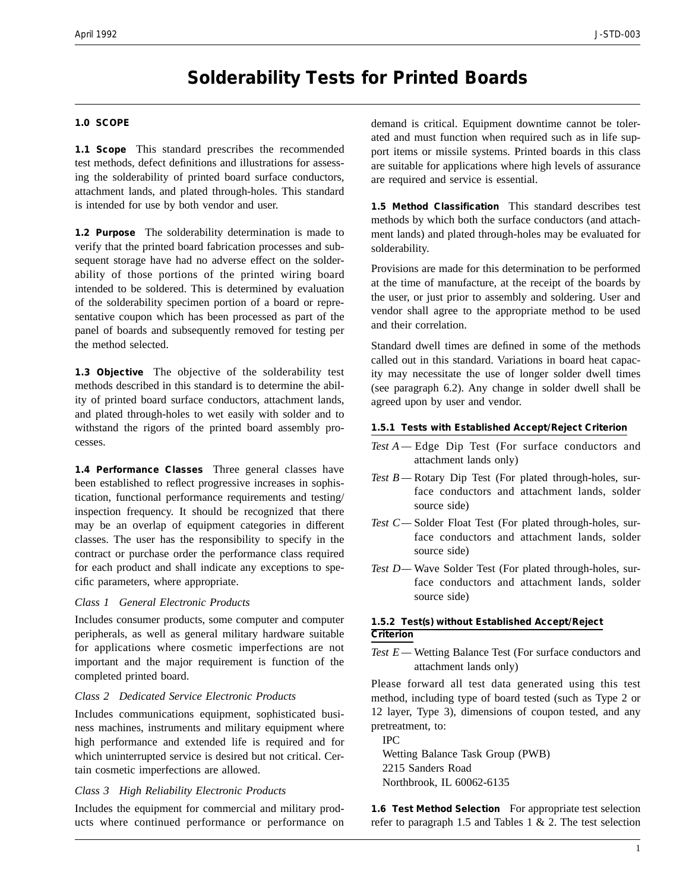# Solderability Tests for Printed Boards

## 1.0 SCOPE

**1.1 Scope** This standard prescribes the recommended test methods, defect definitions and illustrations for assessing the solderability of printed board surface conductors, attachment lands, and plated through-holes. This standard is intended for use by both vendor and user.

**1.2 Purpose** The solderability determination is made to verify that the printed board fabrication processes and subsequent storage have had no adverse effect on the solderability of those portions of the printed wiring board intended to be soldered. This is determined by evaluation of the solderability specimen portion of a board or representative coupon which has been processed as part of the panel of boards and subsequently removed for testing per the method selected.

**1.3 Objective** The objective of the solderability test methods described in this standard is to determine the ability of printed board surface conductors, attachment lands, and plated through-holes to wet easily with solder and to withstand the rigors of the printed board assembly processes.

**1.4 Performance Classes** Three general classes have been established to reflect progressive increases in sophistication, functional performance requirements and testing/inspection frequency. It should be recognized that there may be an overlap of equipment categories in different classes. The user has the responsibility to specify in the contract or purchase order the performance class required for each product and shall indicate any exceptions to specific parameters, where appropriate.

*Class 1 General Electronic Products*

Includes consumer products, some computer and computer peripherals, as well as general military hardware suitable for applications where cosmetic imperfections are not important and the major requirement is function of the completed printed board.

*Class 2 Dedicated Service Electronic Products*

Includes communications equipment, sophisticated business machines, instruments and military equipment where high performance and extended life is required and for which uninterrupted service is desired but not critical. Certain cosmetic imperfections are allowed.

*Class 3 High Reliability Electronic Products*

Includes the equipment for commercial and military products where continued performance or performance on demand is critical. Equipment downtime cannot be tolerated and must function when required such as in life support items or missile systems. Printed boards in this class are suitable for applications where high levels of assurance are required and service is essential.

**1.5 Method Classification** This standard describes test methods by which both the surface conductors (and attachment lands) and plated through-holes may be evaluated for solderability.

Provisions are made for this determination to be performed at the time of manufacture, at the receipt of the boards by the user, or just prior to assembly and soldering. User and vendor shall agree to the appropriate method to be used and their correlation.

Standard dwell times are defined in some of the methods called out in this standard. Variations in board heat capacity may necessitate the use of longer solder dwell times (see paragraph 6.2). Any change in solder dwell shall be agreed upon by user and vendor.

### 1.5.1 Tests with Established Accept/Reject Criterion

*Test A* — Edge Dip Test (For surface conductors and attachment lands only)

*Test B* — Rotary Dip Test (For plated through-holes, surface conductors and attachment lands, solder source side)

*Test C* — Solder Float Test (For plated through-holes, surface conductors and attachment lands, solder source side)

*Test D* — Wave Solder Test (For plated through-holes, surface conductors and attachment lands, solder source side)

### 1.5.2 Test(s) without Established Accept/Reject Criterion

*Test E* — Wetting Balance Test (For surface conductors and attachment lands only)

Please forward all test data generated using this test method, including type of board tested (such as Type 2 or 12 layer, Type 3), dimensions of coupon tested, and any pretreatment, to:

IPC
Wetting Balance Task Group (PWB)
2215 Sanders Road
Northbrook, IL 60062-6135

**1.6 Test Method Selection** For appropriate test selection refer to paragraph 1.5 and Tables 1 & 2. The test selection